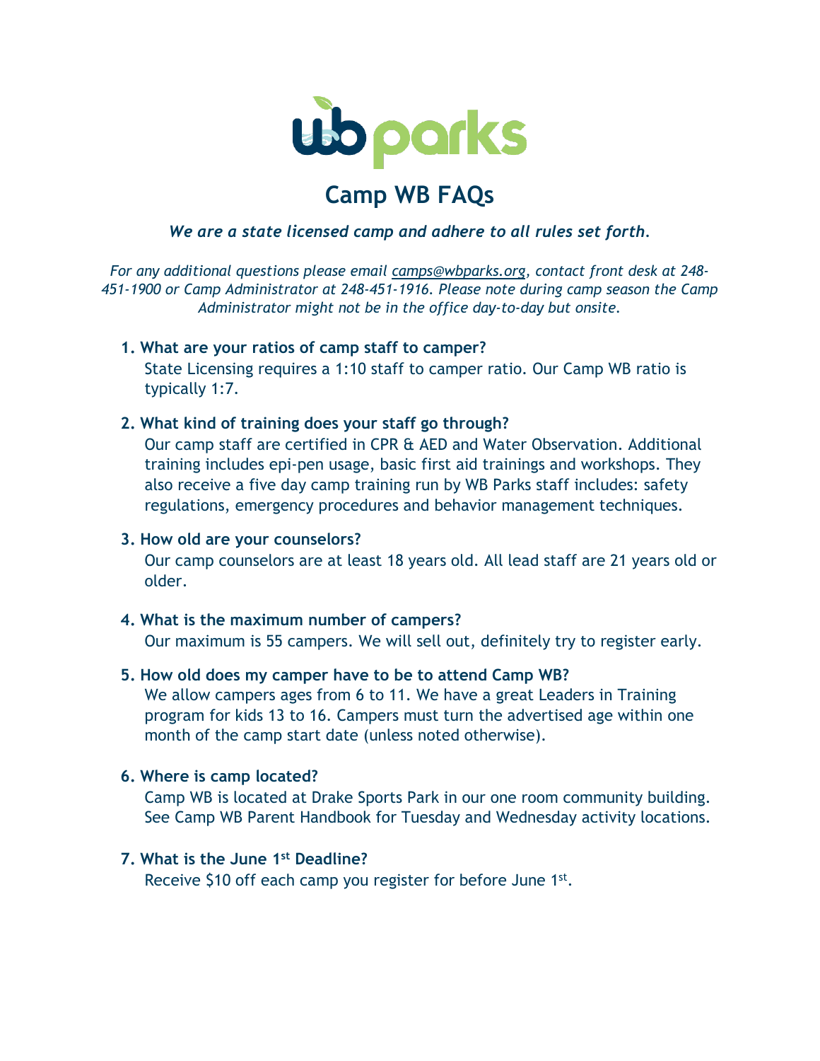wb parks

# Camp WB FAQs

***We are a state licensed camp and adhere to all rules set forth.***

*For any additional questions please email [camps@wbparks.org](mailto:camps@wbparks.org), contact front desk at 248-451-1900 or Camp Administrator at 248-451-1916. Please note during camp season the Camp Administrator might not be in the office day-to-day but onsite.*

1. **What are your ratios of camp staff to camper?**
   State Licensing requires a 1:10 staff to camper ratio. Our Camp WB ratio is typically 1:7.

2. **What kind of training does your staff go through?**
   Our camp staff are certified in CPR & AED and Water Observation. Additional training includes epi-pen usage, basic first aid trainings and workshops. They also receive a five day camp training run by WB Parks staff includes: safety regulations, emergency procedures and behavior management techniques.

3. **How old are your counselors?**
   Our camp counselors are at least 18 years old. All lead staff are 21 years old or older.

4. **What is the maximum number of campers?**
   Our maximum is 55 campers. We will sell out, definitely try to register early.

5. **How old does my camper have to be to attend Camp WB?**
   We allow campers ages from 6 to 11. We have a great Leaders in Training program for kids 13 to 16. Campers must turn the advertised age within one month of the camp start date (unless noted otherwise).

6. **Where is camp located?**
   Camp WB is located at Drake Sports Park in our one room community building. See Camp WB Parent Handbook for Tuesday and Wednesday activity locations.

7. **What is the June 1st Deadline?**
   Receive $10 off each camp you register for before June 1st.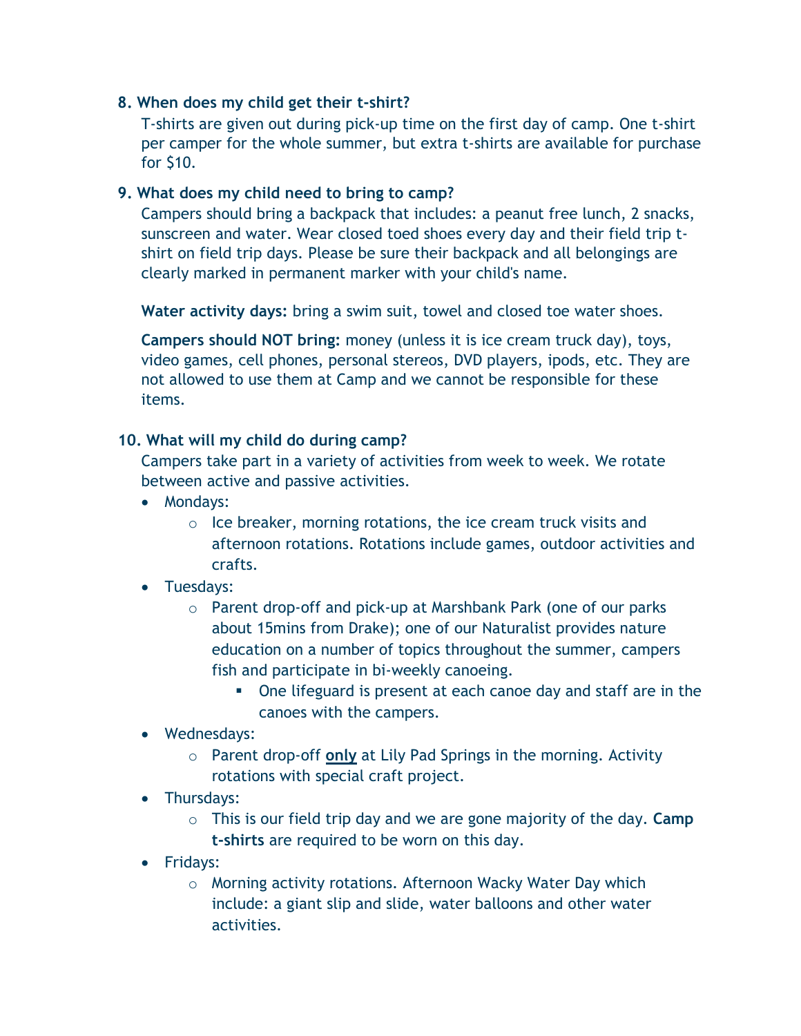**8. When does my child get their t-shirt?**

T-shirts are given out during pick-up time on the first day of camp. One t-shirt per camper for the whole summer, but extra t-shirts are available for purchase for $10.

**9. What does my child need to bring to camp?**

Campers should bring a backpack that includes: a peanut free lunch, 2 snacks, sunscreen and water. Wear closed toed shoes every day and their field trip t-shirt on field trip days. Please be sure their backpack and all belongings are clearly marked in permanent marker with your child's name.

**Water activity days:** bring a swim suit, towel and closed toe water shoes.

**Campers should NOT bring:** money (unless it is ice cream truck day), toys, video games, cell phones, personal stereos, DVD players, ipods, etc. They are not allowed to use them at Camp and we cannot be responsible for these items.

**10. What will my child do during camp?**

Campers take part in a variety of activities from week to week. We rotate between active and passive activities.

- Mondays:
  - Ice breaker, morning rotations, the ice cream truck visits and afternoon rotations. Rotations include games, outdoor activities and crafts.
- Tuesdays:
  - Parent drop-off and pick-up at Marshbank Park (one of our parks about 15mins from Drake); one of our Naturalist provides nature education on a number of topics throughout the summer, campers fish and participate in bi-weekly canoeing.
    - One lifeguard is present at each canoe day and staff are in the canoes with the campers.
- Wednesdays:
  - Parent drop-off **only** at Lily Pad Springs in the morning. Activity rotations with special craft project.
- Thursdays:
  - This is our field trip day and we are gone majority of the day. **Camp t-shirts** are required to be worn on this day.
- Fridays:
  - Morning activity rotations. Afternoon Wacky Water Day which include: a giant slip and slide, water balloons and other water activities.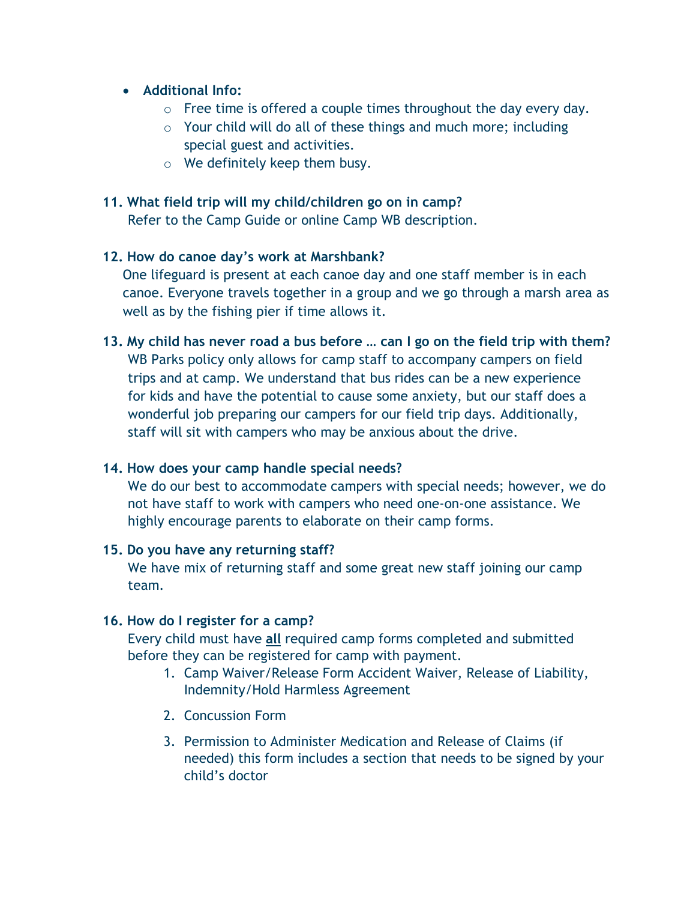- **Additional Info:**
  - Free time is offered a couple times throughout the day every day.
  - Your child will do all of these things and much more; including special guest and activities.
  - We definitely keep them busy.

**11. What field trip will my child/children go on in camp?**

Refer to the Camp Guide or online Camp WB description.

**12. How do canoe day's work at Marshbank?**

One lifeguard is present at each canoe day and one staff member is in each canoe. Everyone travels together in a group and we go through a marsh area as well as by the fishing pier if time allows it.

**13. My child has never road a bus before … can I go on the field trip with them?**

WB Parks policy only allows for camp staff to accompany campers on field trips and at camp. We understand that bus rides can be a new experience for kids and have the potential to cause some anxiety, but our staff does a wonderful job preparing our campers for our field trip days. Additionally, staff will sit with campers who may be anxious about the drive.

**14. How does your camp handle special needs?**

We do our best to accommodate campers with special needs; however, we do not have staff to work with campers who need one-on-one assistance. We highly encourage parents to elaborate on their camp forms.

**15. Do you have any returning staff?**

We have mix of returning staff and some great new staff joining our camp team.

**16. How do I register for a camp?**

Every child must have **<u>all</u>** required camp forms completed and submitted before they can be registered for camp with payment.

1. Camp Waiver/Release Form Accident Waiver, Release of Liability, Indemnity/Hold Harmless Agreement
2. Concussion Form
3. Permission to Administer Medication and Release of Claims (if needed) this form includes a section that needs to be signed by your child's doctor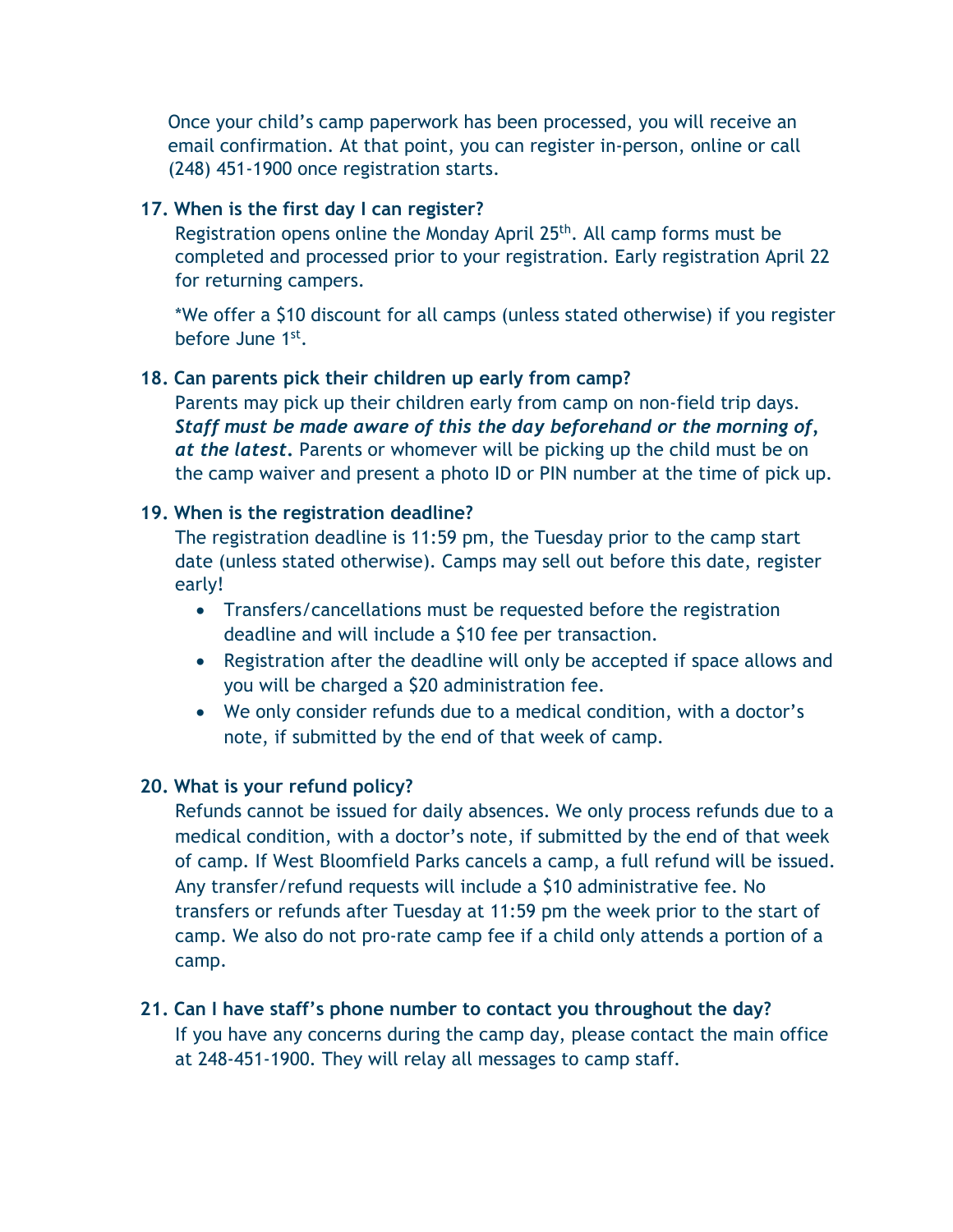Once your child's camp paperwork has been processed, you will receive an email confirmation. At that point, you can register in-person, online or call (248) 451-1900 once registration starts.

**17. When is the first day I can register?**

Registration opens online the Monday April 25th. All camp forms must be completed and processed prior to your registration. Early registration April 22 for returning campers.

*We offer a $10 discount for all camps (unless stated otherwise) if you register before June 1st.

**18. Can parents pick their children up early from camp?**

Parents may pick up their children early from camp on non-field trip days. ***Staff must be made aware of this the day beforehand or the morning of, at the latest.*** Parents or whomever will be picking up the child must be on the camp waiver and present a photo ID or PIN number at the time of pick up.

**19. When is the registration deadline?**

The registration deadline is 11:59 pm, the Tuesday prior to the camp start date (unless stated otherwise). Camps may sell out before this date, register early!

- Transfers/cancellations must be requested before the registration deadline and will include a $10 fee per transaction.
- Registration after the deadline will only be accepted if space allows and you will be charged a $20 administration fee.
- We only consider refunds due to a medical condition, with a doctor's note, if submitted by the end of that week of camp.

**20. What is your refund policy?**

Refunds cannot be issued for daily absences. We only process refunds due to a medical condition, with a doctor's note, if submitted by the end of that week of camp. If West Bloomfield Parks cancels a camp, a full refund will be issued. Any transfer/refund requests will include a $10 administrative fee. No transfers or refunds after Tuesday at 11:59 pm the week prior to the start of camp. We also do not pro-rate camp fee if a child only attends a portion of a camp.

**21. Can I have staff's phone number to contact you throughout the day?**

If you have any concerns during the camp day, please contact the main office at 248-451-1900. They will relay all messages to camp staff.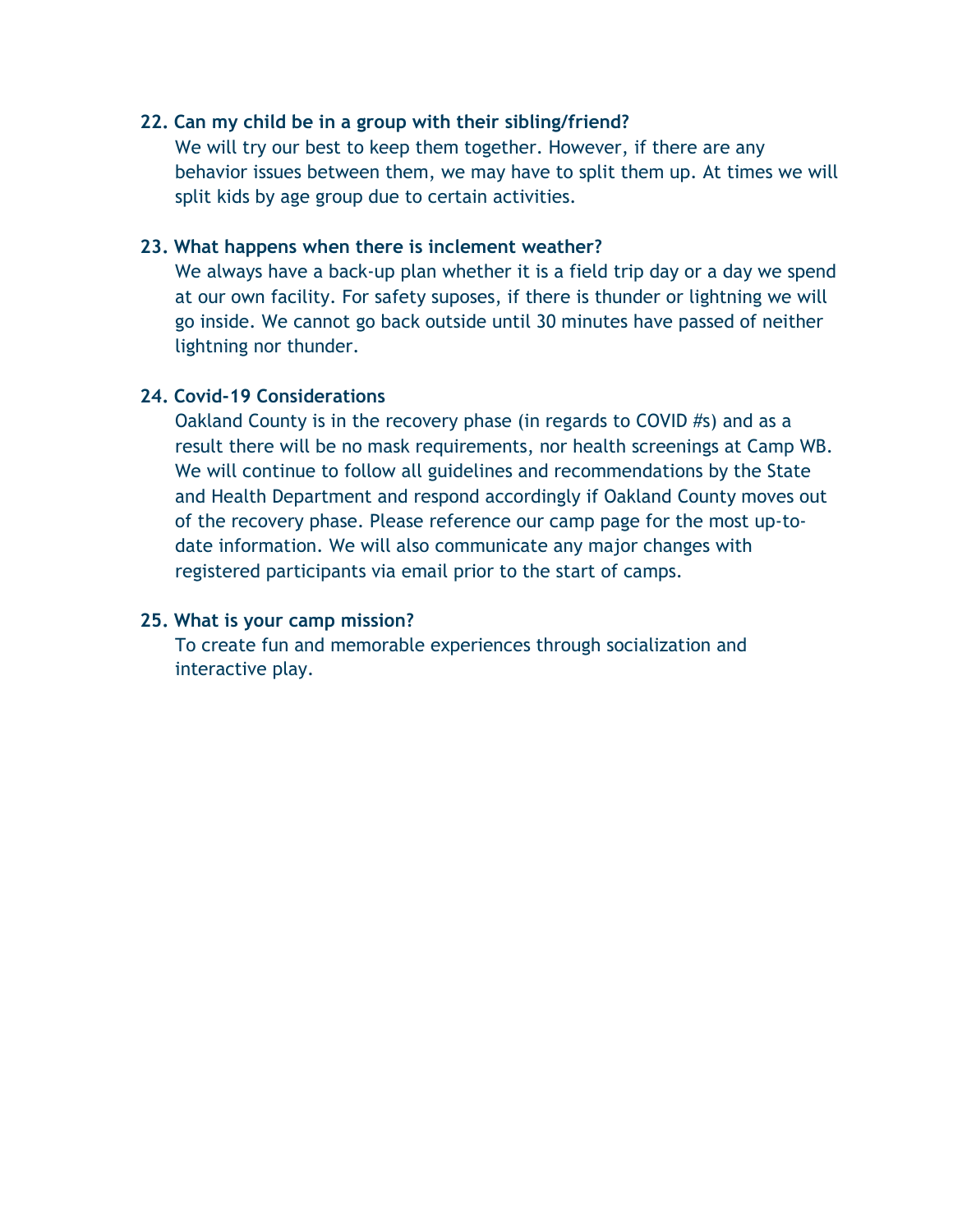**22. Can my child be in a group with their sibling/friend?**

We will try our best to keep them together. However, if there are any behavior issues between them, we may have to split them up. At times we will split kids by age group due to certain activities.

**23. What happens when there is inclement weather?**

We always have a back-up plan whether it is a field trip day or a day we spend at our own facility. For safety suposes, if there is thunder or lightning we will go inside. We cannot go back outside until 30 minutes have passed of neither lightning nor thunder.

**24. Covid-19 Considerations**

Oakland County is in the recovery phase (in regards to COVID #s) and as a result there will be no mask requirements, nor health screenings at Camp WB. We will continue to follow all guidelines and recommendations by the State and Health Department and respond accordingly if Oakland County moves out of the recovery phase. Please reference our camp page for the most up-to-date information. We will also communicate any major changes with registered participants via email prior to the start of camps.

**25. What is your camp mission?**

To create fun and memorable experiences through socialization and interactive play.